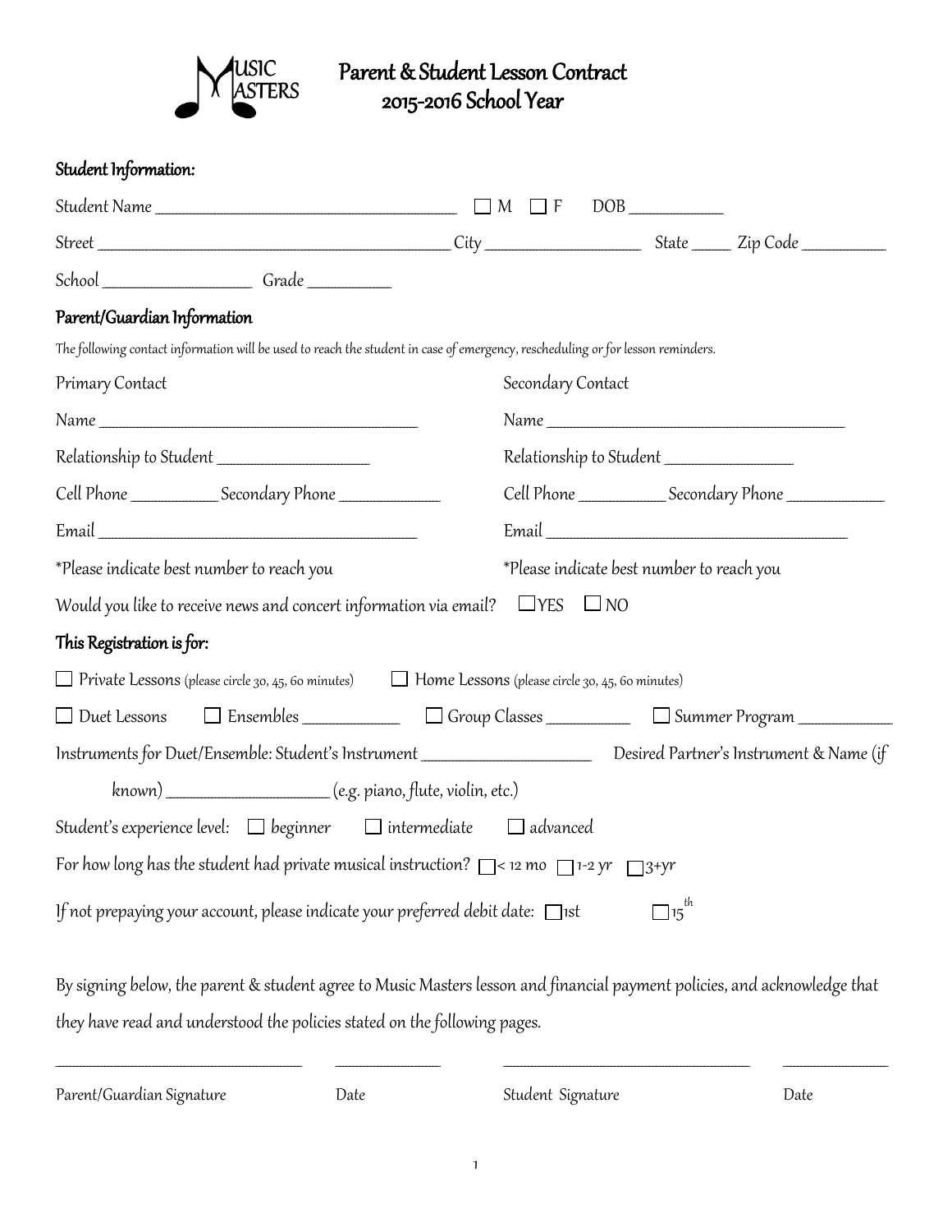MUSIC MASTERS

# Parent & Student Lesson Contract
## 2015-2016 School Year

### Student Information:

Student Name ______________________________ ☐ M ☐ F DOB __________

Street ______________________________ City ______________ State _____ Zip Code _________

School ______________ Grade _________

### Parent/Guardian Information

The following contact information will be used to reach the student in case of emergency, rescheduling or for lesson reminders.

Primary Contact

Name ______________________________

Relationship to Student ______________

Cell Phone _________ Secondary Phone __________

Email ______________________________

*Please indicate best number to reach you

Secondary Contact

Name ______________________________

Relationship to Student ______________

Cell Phone _________ Secondary Phone __________

Email ______________________________

*Please indicate best number to reach you

Would you like to receive news and concert information via email? ☐YES ☐NO

### This Registration is for:

☐ Private Lessons (please circle 30, 45, 60 minutes) ☐ Home Lessons (please circle 30, 45, 60 minutes)

☐ Duet Lessons ☐ Ensembles __________ ☐ Group Classes _________ ☐ Summer Program __________

Instruments for Duet/Ensemble: Student's Instrument __________________ Desired Partner's Instrument & Name (if known) __________________ (e.g. piano, flute, violin, etc.)

Student's experience level: ☐ beginner ☐ intermediate ☐ advanced

For how long has the student had private musical instruction? ☐< 12 mo ☐1-2 yr ☐3+yr

If not prepaying your account, please indicate your preferred debit date: ☐1st ☐15th

By signing below, the parent & student agree to Music Masters lesson and financial payment policies, and acknowledge that they have read and understood the policies stated on the following pages.

______________________________ ____________ ______________________________ ____________

Parent/Guardian Signature Date Student Signature Date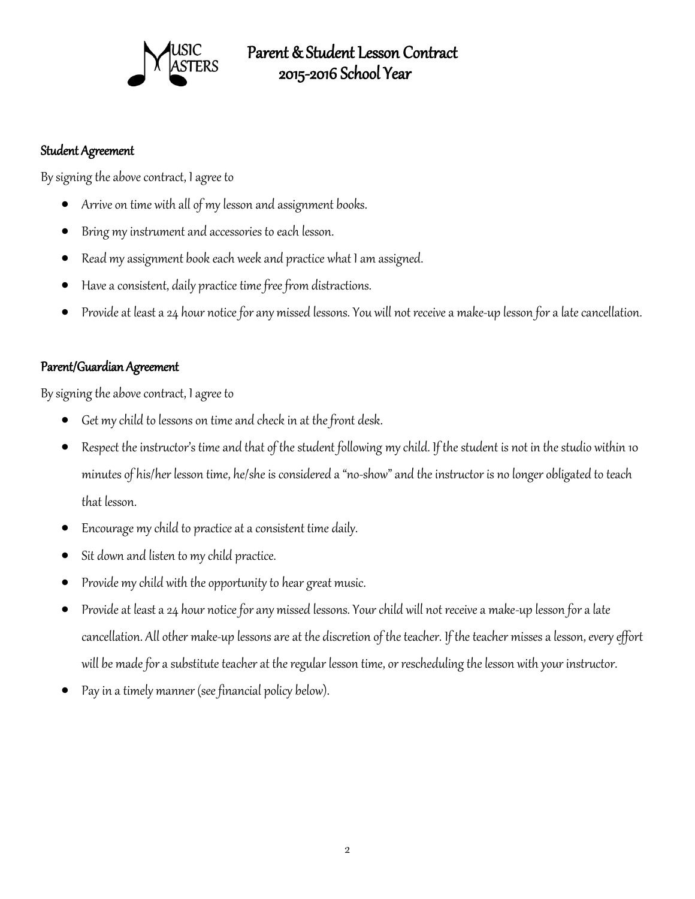# Parent & Student Lesson Contract
## 2015-2016 School Year

### Student Agreement

By signing the above contract, I agree to

- Arrive on time with all of my lesson and assignment books.
- Bring my instrument and accessories to each lesson.
- Read my assignment book each week and practice what I am assigned.
- Have a consistent, daily practice time free from distractions.
- Provide at least a 24 hour notice for any missed lessons. You will not receive a make-up lesson for a late cancellation.

### Parent/Guardian Agreement

By signing the above contract, I agree to

- Get my child to lessons on time and check in at the front desk.
- Respect the instructor's time and that of the student following my child. If the student is not in the studio within 10 minutes of his/her lesson time, he/she is considered a "no-show" and the instructor is no longer obligated to teach that lesson.
- Encourage my child to practice at a consistent time daily.
- Sit down and listen to my child practice.
- Provide my child with the opportunity to hear great music.
- Provide at least a 24 hour notice for any missed lessons. Your child will not receive a make-up lesson for a late cancellation. All other make-up lessons are at the discretion of the teacher. If the teacher misses a lesson, every effort will be made for a substitute teacher at the regular lesson time, or rescheduling the lesson with your instructor.
- Pay in a timely manner (see financial policy below).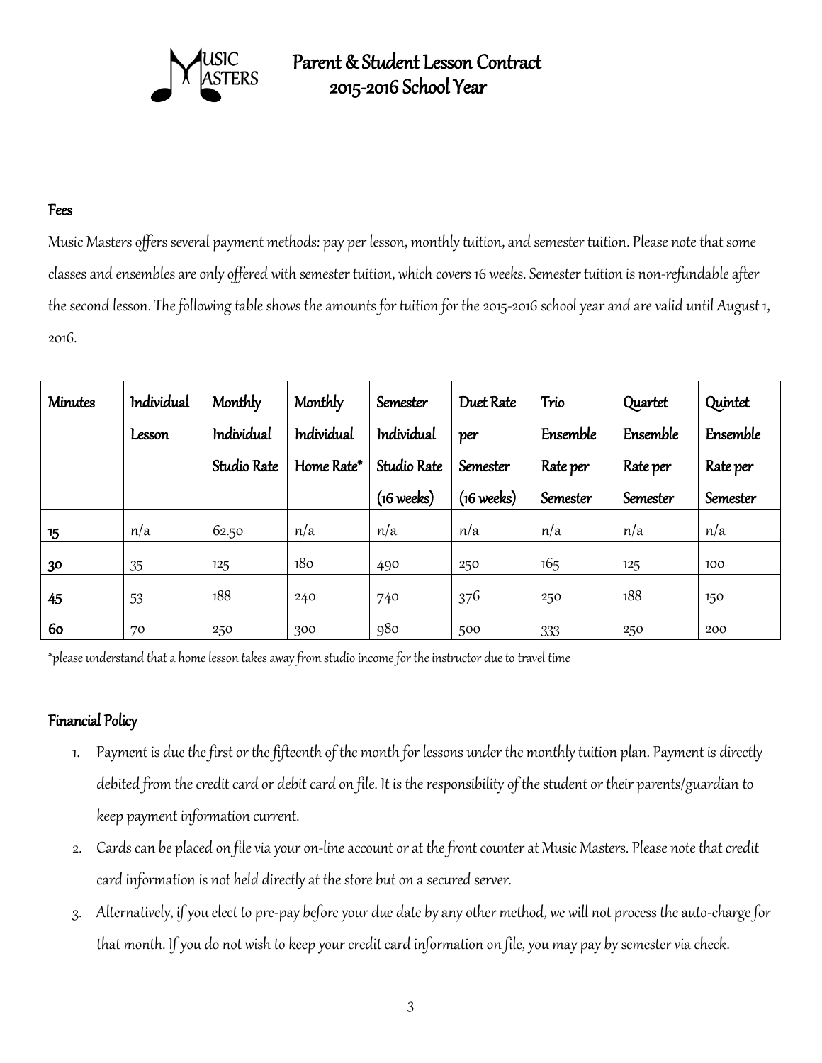# Parent & Student Lesson Contract 2015-2016 School Year

## Fees

Music Masters offers several payment methods: pay per lesson, monthly tuition, and semester tuition. Please note that some classes and ensembles are only offered with semester tuition, which covers 16 weeks. Semester tuition is non-refundable after the second lesson. The following table shows the amounts for tuition for the 2015-2016 school year and are valid until August 1, 2016.

| Minutes | Individual Lesson | Monthly Individual Studio Rate | Monthly Individual Home Rate* | Semester Individual Studio Rate (16 weeks) | Duet Rate per Semester (16 weeks) | Trio Ensemble Rate per Semester | Quartet Ensemble Rate per Semester | Quintet Ensemble Rate per Semester |
|---|---|---|---|---|---|---|---|---|
| **15** | n/a | 62.50 | n/a | n/a | n/a | n/a | n/a | n/a |
| **30** | 35 | 125 | 180 | 490 | 250 | 165 | 125 | 100 |
| **45** | 53 | 188 | 240 | 740 | 376 | 250 | 188 | 150 |
| **60** | 70 | 250 | 300 | 980 | 500 | 333 | 250 | 200 |

*please understand that a home lesson takes away from studio income for the instructor due to travel time

## Financial Policy

1. Payment is due the first or the fifteenth of the month for lessons under the monthly tuition plan. Payment is directly debited from the credit card or debit card on file. It is the responsibility of the student or their parents/guardian to keep payment information current.
2. Cards can be placed on file via your on-line account or at the front counter at Music Masters. Please note that credit card information is not held directly at the store but on a secured server.
3. Alternatively, if you elect to pre-pay before your due date by any other method, we will not process the auto-charge for that month. If you do not wish to keep your credit card information on file, you may pay by semester via check.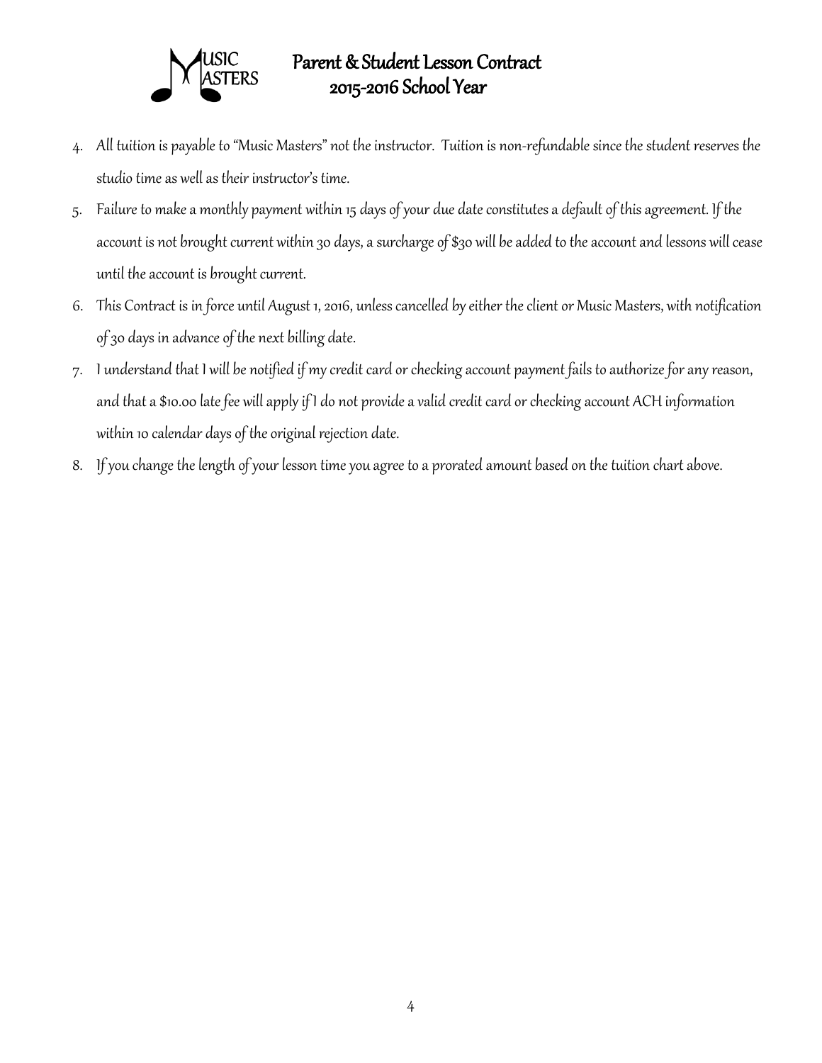# Parent & Student Lesson Contract
## 2015-2016 School Year

4. All tuition is payable to "Music Masters" not the instructor. Tuition is non-refundable since the student reserves the studio time as well as their instructor's time.
5. Failure to make a monthly payment within 15 days of your due date constitutes a default of this agreement. If the account is not brought current within 30 days, a surcharge of $30 will be added to the account and lessons will cease until the account is brought current.
6. This Contract is in force until August 1, 2016, unless cancelled by either the client or Music Masters, with notification of 30 days in advance of the next billing date.
7. I understand that I will be notified if my credit card or checking account payment fails to authorize for any reason, and that a $10.00 late fee will apply if I do not provide a valid credit card or checking account ACH information within 10 calendar days of the original rejection date.
8. If you change the length of your lesson time you agree to a prorated amount based on the tuition chart above.